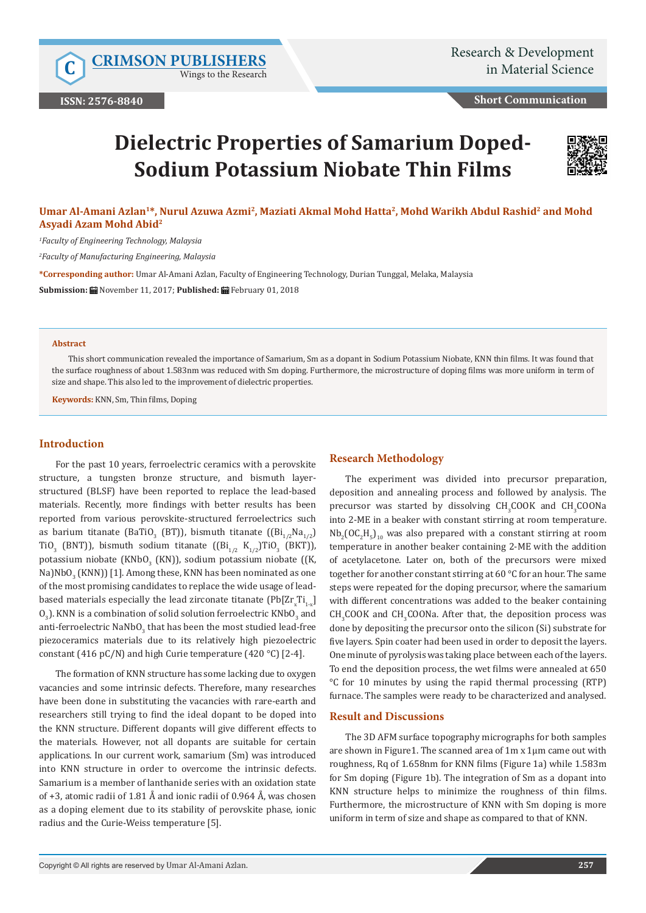# Dielectric Properties of Samarium Doped-Sodium Potassium Niobate Thin Films

**Umar Al-Amani Azlan[1]\*, Nurul Azuwa Azmi[2], Maziati Akmal Mohd Hatta[2], Mohd Warikh Abdul Rashid[2] and Mohd Asyadi Azam Mohd Abid[2]**

[1]*Faculty of Engineering Technology, Malaysia*

[2]*Faculty of Manufacturing Engineering, Malaysia*

**\*Corresponding author:** Umar Al-Amani Azlan, Faculty of Engineering Technology, Durian Tunggal, Melaka, Malaysia

**Submission:** November 11, 2017; **Published:** February 01, 2018

### Abstract

This short communication revealed the importance of Samarium, Sm as a dopant in Sodium Potassium Niobate, KNN thin films. It was found that the surface roughness of about 1.583nm was reduced with Sm doping. Furthermore, the microstructure of doping films was more uniform in term of size and shape. This also led to the improvement of dielectric properties.

**Keywords:** KNN, Sm, Thin films, Doping

## Introduction

For the past 10 years, ferroelectric ceramics with a perovskite structure, a tungsten bronze structure, and bismuth layer-structured (BLSF) have been reported to replace the lead-based materials. Recently, more findings with better results has been reported from various perovskite-structured ferroelectrics such as barium titanate ($BaTiO_3$ (BT)), bismuth titanate (($Bi_{1/2}Na_{1/2}$) $TiO_3$ (BNT)), bismuth sodium titanate (($Bi_{1/2}$ $K_{1/2}$)$TiO_3$ (BKT)), potassium niobate ($KNbO_3$ (KN)), sodium potassium niobate ((K, Na)$NbO_3$ (KNN)) [1]. Among these, KNN has been nominated as one of the most promising candidates to replace the wide usage of lead-based materials especially the lead zirconate titanate (Pb[$Zr_xTi_{1-x}$]$O_3$). KNN is a combination of solid solution ferroelectric $KNbO_3$ and anti-ferroelectric $NaNbO_3$ that has been the most studied lead-free piezoceramics materials due to its relatively high piezoelectric constant (416 pC/N) and high Curie temperature (420 °C) [2-4].

The formation of KNN structure has some lacking due to oxygen vacancies and some intrinsic defects. Therefore, many researches have been done in substituting the vacancies with rare-earth and researchers still trying to find the ideal dopant to be doped into the KNN structure. Different dopants will give different effects to the materials. However, not all dopants are suitable for certain applications. In our current work, samarium (Sm) was introduced into KNN structure in order to overcome the intrinsic defects. Samarium is a member of lanthanide series with an oxidation state of +3, atomic radii of 1.81 Å and ionic radii of 0.964 Å, was chosen as a doping element due to its stability of perovskite phase, ionic radius and the Curie-Weiss temperature [5].

## Research Methodology

The experiment was divided into precursor preparation, deposition and annealing process and followed by analysis. The precursor was started by dissolving $CH_3COOK$ and $CH_3COONa$ into 2-ME in a beaker with constant stirring at room temperature. $Nb_2(OC_2H_5)_{10}$ was also prepared with a constant stirring at room temperature in another beaker containing 2-ME with the addition of acetylacetone. Later on, both of the precursors were mixed together for another constant stirring at 60 °C for an hour. The same steps were repeated for the doping precursor, where the samarium with different concentrations was added to the beaker containing $CH_3COOK$ and $CH_3COONa$. After that, the deposition process was done by depositing the precursor onto the silicon (Si) substrate for five layers. Spin coater had been used in order to deposit the layers. One minute of pyrolysis was taking place between each of the layers. To end the deposition process, the wet films were annealed at 650 °C for 10 minutes by using the rapid thermal processing (RTP) furnace. The samples were ready to be characterized and analysed.

## Result and Discussions

The 3D AFM surface topography micrographs for both samples are shown in Figure1. The scanned area of 1m x 1µm came out with roughness, Rq of 1.658nm for KNN films (Figure 1a) while 1.583m for Sm doping (Figure 1b). The integration of Sm as a dopant into KNN structure helps to minimize the roughness of thin films. Furthermore, the microstructure of KNN with Sm doping is more uniform in term of size and shape as compared to that of KNN.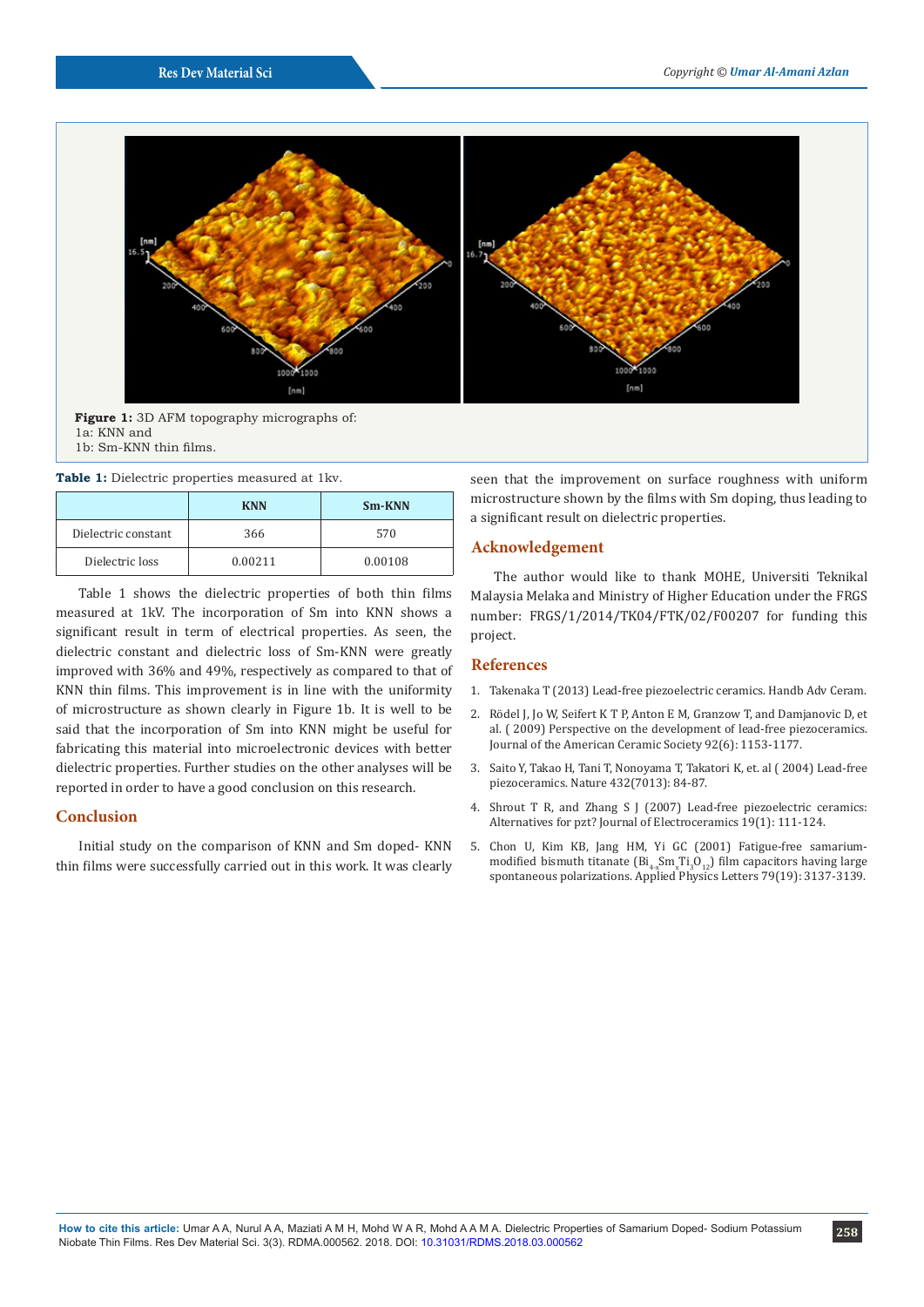Figure 1: 3D AFM topography micrographs of:
1a: KNN and
1b: Sm-KNN thin films.

**Table 1:** Dielectric properties measured at 1kv.

| | KNN | Sm-KNN |
|---|---|---|
| Dielectric constant | 366 | 570 |
| Dielectric loss | 0.00211 | 0.00108 |

Table 1 shows the dielectric properties of both thin films measured at 1kV. The incorporation of Sm into KNN shows a significant result in term of electrical properties. As seen, the dielectric constant and dielectric loss of Sm-KNN were greatly improved with 36% and 49%, respectively as compared to that of KNN thin films. This improvement is in line with the uniformity of microstructure as shown clearly in Figure 1b. It is well to be said that the incorporation of Sm into KNN might be useful for fabricating this material into microelectronic devices with better dielectric properties. Further studies on the other analyses will be reported in order to have a good conclusion on this research.

## Conclusion

Initial study on the comparison of KNN and Sm doped- KNN thin films were successfully carried out in this work. It was clearly seen that the improvement on surface roughness with uniform microstructure shown by the films with Sm doping, thus leading to a significant result on dielectric properties.

## Acknowledgement

The author would like to thank MOHE, Universiti Teknikal Malaysia Melaka and Ministry of Higher Education under the FRGS number: FRGS/1/2014/TK04/FTK/02/F00207 for funding this project.

## References

1. Takenaka T (2013) Lead-free piezoelectric ceramics. Handb Adv Ceram.
2. Rödel J, Jo W, Seifert K T P, Anton E M, Granzow T, and Damjanovic D, et al. ( 2009) Perspective on the development of lead-free piezoceramics. Journal of the American Ceramic Society 92(6): 1153-1177.
3. Saito Y, Takao H, Tani T, Nonoyama T, Takatori K, et. al ( 2004) Lead-free piezoceramics. Nature 432(7013): 84-87.
4. Shrout T R, and Zhang S J (2007) Lead-free piezoelectric ceramics: Alternatives for pzt? Journal of Electroceramics 19(1): 111-124.
5. Chon U, Kim KB, Jang HM, Yi GC (2001) Fatigue-free samarium-modified bismuth titanate ($Bi_{4-x}Sm_xTi_3O_{12}$) film capacitors having large spontaneous polarizations. Applied Physics Letters 79(19): 3137-3139.

**How to cite this article:** Umar A A, Nurul A A, Maziati A M H, Mohd W A R, Mohd A A M A. Dielectric Properties of Samarium Doped- Sodium Potassium Niobate Thin Films. Res Dev Material Sci. 3(3). RDMA.000562. 2018. DOI: 10.31031/RDMS.2018.03.000562